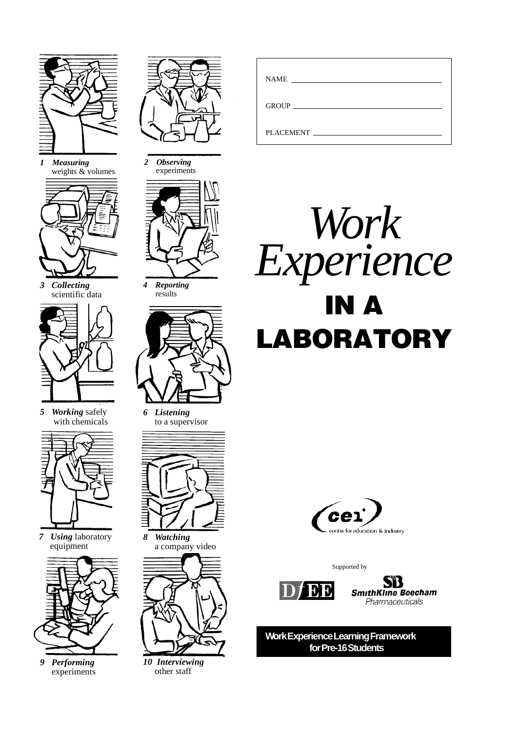# *Work Experience* IN A LABORATORY

NAME ____________________________

GROUP ____________________________

PLACEMENT ____________________________

1 ***Measuring*** weights & volumes

2 ***Observing*** experiments

3 ***Collecting*** scientific data

4 ***Reporting*** results

5 ***Working*** safely with chemicals

6 ***Listening*** to a supervisor

7 ***Using*** laboratory equipment

8 ***Watching*** a company video

9 ***Performing*** experiments

10 ***Interviewing*** other staff

cei centre for education & industry

Supported by

DfEE

SB SmithKline Beecham Pharmaceuticals

**Work Experience Learning Framework for Pre-16 Students**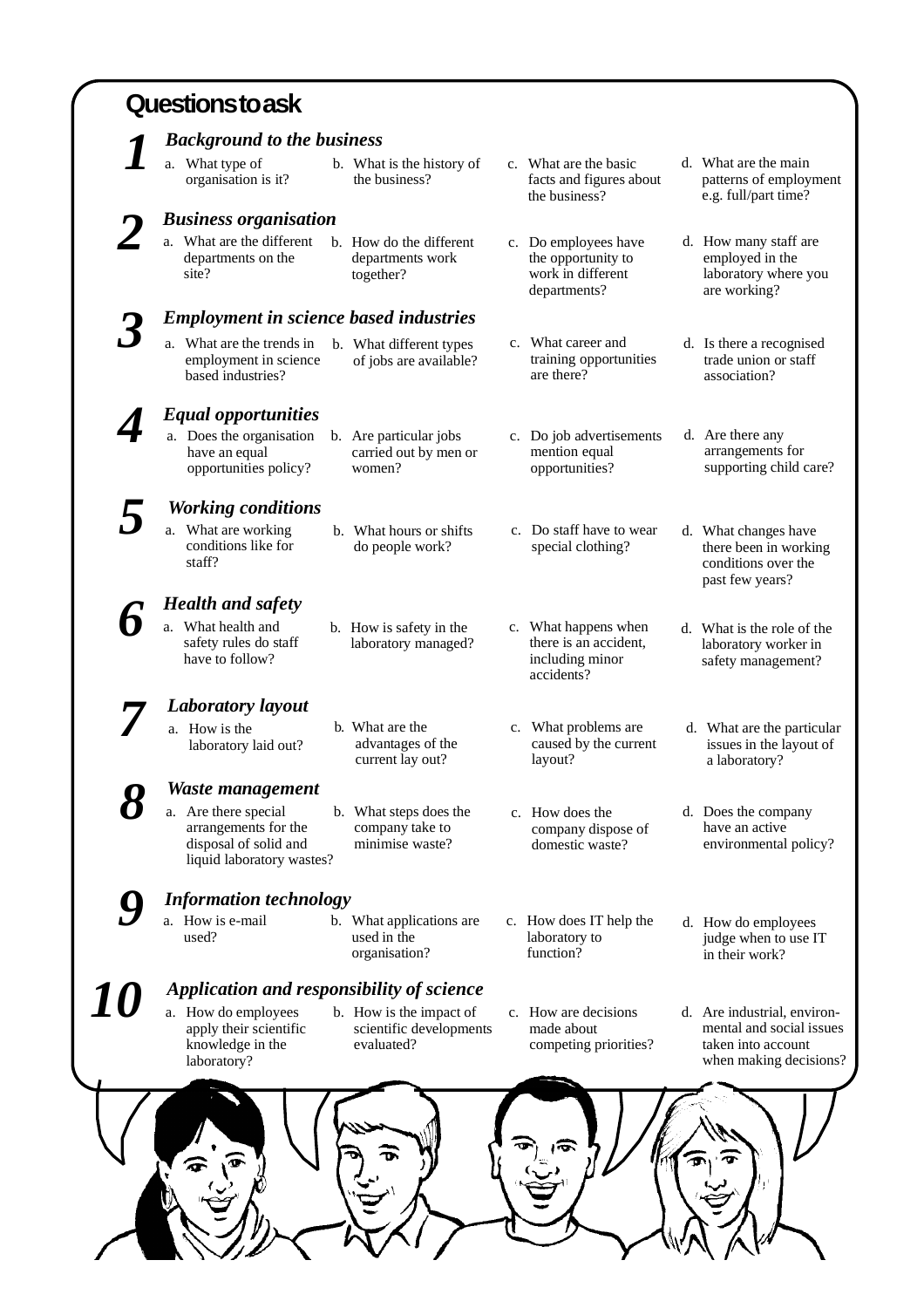# Questions to ask

## 1 Background to the business

a. What type of organisation is it?

b. What is the history of the business?

c. What are the basic facts and figures about the business?

d. What are the main patterns of employment e.g. full/part time?

## 2 Business organisation

a. What are the different departments on the site?

b. How do the different departments work together?

c. Do employees have the opportunity to work in different departments?

d. How many staff are employed in the laboratory where you are working?

## 3 Employment in science based industries

a. What are the trends in employment in science based industries?

b. What different types of jobs are available?

c. What career and training opportunities are there?

d. Is there a recognised trade union or staff association?

## 4 Equal opportunities

a. Does the organisation have an equal opportunities policy?

b. Are particular jobs carried out by men or women?

c. Do job advertisements mention equal opportunities?

d. Are there any arrangements for supporting child care?

## 5 Working conditions

a. What are working conditions like for staff?

b. What hours or shifts do people work?

c. Do staff have to wear special clothing?

d. What changes have there been in working conditions over the past few years?

## 6 Health and safety

a. What health and safety rules do staff have to follow?

b. How is safety in the laboratory managed?

c. What happens when there is an accident, including minor accidents?

d. What is the role of the laboratory worker in safety management?

## 7 Laboratory layout

a. How is the laboratory laid out?

b. What are the advantages of the current lay out?

c. What problems are caused by the current layout?

d. What are the particular issues in the layout of a laboratory?

## 8 Waste management

a. Are there special arrangements for the disposal of solid and liquid laboratory wastes?

b. What steps does the company take to minimise waste?

c. How does the company dispose of domestic waste?

d. Does the company have an active environmental policy?

## 9 Information technology

a. How is e-mail used?

b. What applications are used in the organisation?

c. How does IT help the laboratory to function?

d. How do employees judge when to use IT in their work?

## 10 Application and responsibility of science

a. How do employees apply their scientific knowledge in the laboratory?

b. How is the impact of scientific developments evaluated?

c. How are decisions made about competing priorities?

d. Are industrial, environmental and social issues taken into account when making decisions?